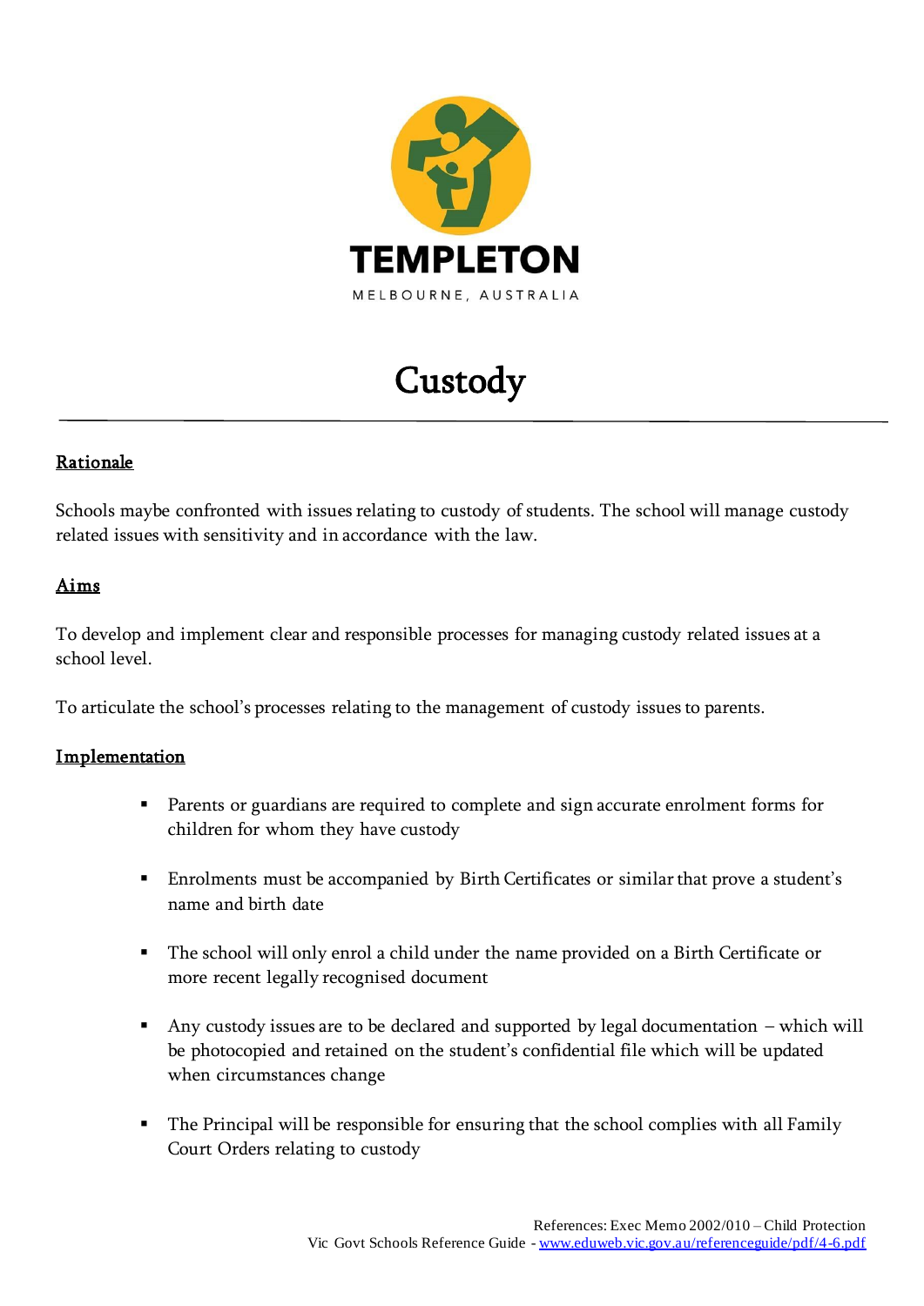TEMPLETON

MELBOURNE, AUSTRALIA

# Custody

## Rationale

Schools maybe confronted with issues relating to custody of students. The school will manage custody related issues with sensitivity and in accordance with the law.

## Aims

To develop and implement clear and responsible processes for managing custody related issues at a school level.

To articulate the school's processes relating to the management of custody issues to parents.

## Implementation

- Parents or guardians are required to complete and sign accurate enrolment forms for children for whom they have custody
- Enrolments must be accompanied by Birth Certificates or similar that prove a student's name and birth date
- The school will only enrol a child under the name provided on a Birth Certificate or more recent legally recognised document
- Any custody issues are to be declared and supported by legal documentation – which will be photocopied and retained on the student's confidential file which will be updated when circumstances change
- The Principal will be responsible for ensuring that the school complies with all Family Court Orders relating to custody

References: Exec Memo 2002/010 – Child Protection
Vic Govt Schools Reference Guide - www.eduweb.vic.gov.au/referenceguide/pdf/4-6.pdf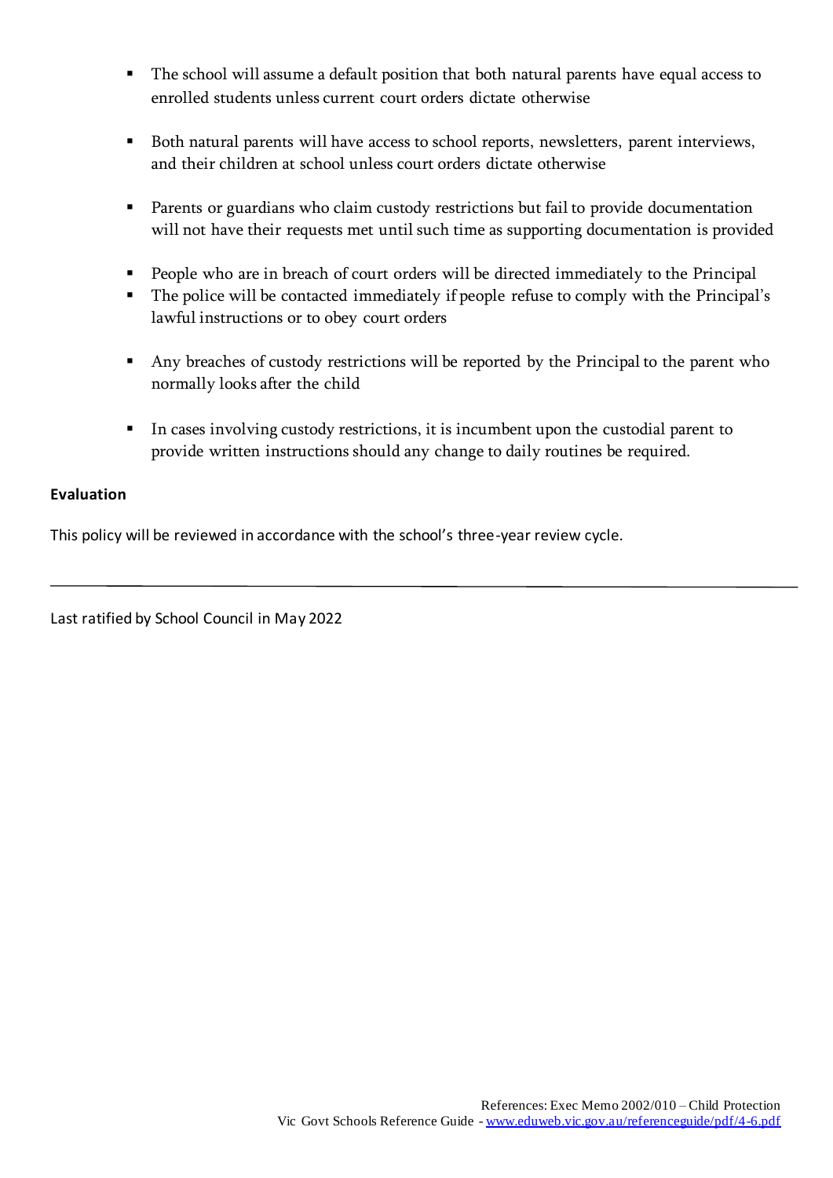- The school will assume a default position that both natural parents have equal access to enrolled students unless current court orders dictate otherwise

- Both natural parents will have access to school reports, newsletters, parent interviews, and their children at school unless court orders dictate otherwise

- Parents or guardians who claim custody restrictions but fail to provide documentation will not have their requests met until such time as supporting documentation is provided

- People who are in breach of court orders will be directed immediately to the Principal
- The police will be contacted immediately if people refuse to comply with the Principal's lawful instructions or to obey court orders

- Any breaches of custody restrictions will be reported by the Principal to the parent who normally looks after the child

- In cases involving custody restrictions, it is incumbent upon the custodial parent to provide written instructions should any change to daily routines be required.

**Evaluation**

This policy will be reviewed in accordance with the school's three-year review cycle.

---

Last ratified by School Council in May 2022

References: Exec Memo 2002/010 – Child Protection
Vic Govt Schools Reference Guide - www.eduweb.vic.gov.au/referenceguide/pdf/4-6.pdf